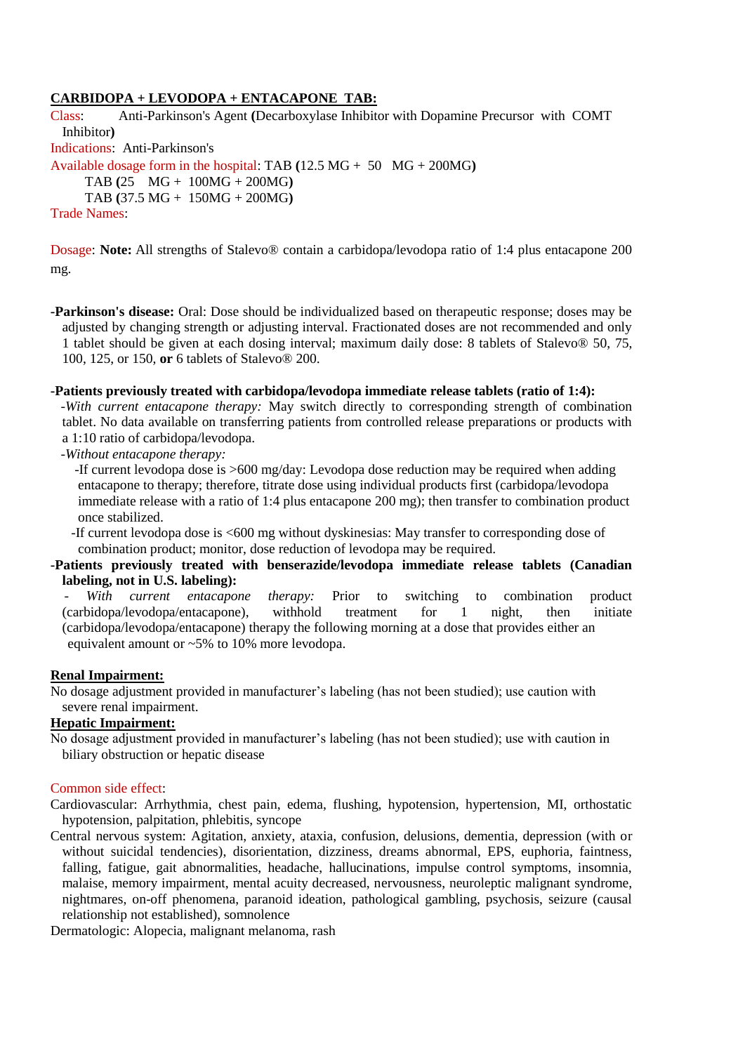**CARBIDOPA + LEVODOPA + ENTACAPONE TAB:**

Class: Anti-Parkinson's Agent **(**Decarboxylase Inhibitor with Dopamine Precursor with COMT Inhibitor**)**

Indications: Anti-Parkinson's

Available dosage form in the hospital: TAB **(**12.5 MG + 50 MG + 200MG**)**

TAB **(**25 MG + 100MG + 200MG**)**

TAB **(**37.5 MG + 150MG + 200MG**)**

Trade Names:

Dosage: **Note:** All strengths of Stalevo® contain a carbidopa/levodopa ratio of 1:4 plus entacapone 200 mg.

**-Parkinson's disease:** Oral: Dose should be individualized based on therapeutic response; doses may be adjusted by changing strength or adjusting interval. Fractionated doses are not recommended and only 1 tablet should be given at each dosing interval; maximum daily dose: 8 tablets of Stalevo® 50, 75, 100, 125, or 150, **or** 6 tablets of Stalevo® 200.

**-Patients previously treated with carbidopa/levodopa immediate release tablets (ratio of 1:4):**

-*With current entacapone therapy:* May switch directly to corresponding strength of combination tablet. No data available on transferring patients from controlled release preparations or products with a 1:10 ratio of carbidopa/levodopa.

-*Without entacapone therapy:*

-If current levodopa dose is >600 mg/day: Levodopa dose reduction may be required when adding entacapone to therapy; therefore, titrate dose using individual products first (carbidopa/levodopa immediate release with a ratio of 1:4 plus entacapone 200 mg); then transfer to combination product once stabilized.

-If current levodopa dose is <600 mg without dyskinesias: May transfer to corresponding dose of combination product; monitor, dose reduction of levodopa may be required.

**-Patients previously treated with benserazide/levodopa immediate release tablets (Canadian labeling, not in U.S. labeling):**

- *With current entacapone therapy:* Prior to switching to combination product (carbidopa/levodopa/entacapone), withhold treatment for 1 night, then initiate (carbidopa/levodopa/entacapone) therapy the following morning at a dose that provides either an equivalent amount or ~5% to 10% more levodopa.

**Renal Impairment:**

No dosage adjustment provided in manufacturer's labeling (has not been studied); use caution with severe renal impairment.

**Hepatic Impairment:**

No dosage adjustment provided in manufacturer's labeling (has not been studied); use with caution in biliary obstruction or hepatic disease

Common side effect:

Cardiovascular: Arrhythmia, chest pain, edema, flushing, hypotension, hypertension, MI, orthostatic hypotension, palpitation, phlebitis, syncope

Central nervous system: Agitation, anxiety, ataxia, confusion, delusions, dementia, depression (with or without suicidal tendencies), disorientation, dizziness, dreams abnormal, EPS, euphoria, faintness, falling, fatigue, gait abnormalities, headache, hallucinations, impulse control symptoms, insomnia, malaise, memory impairment, mental acuity decreased, nervousness, neuroleptic malignant syndrome, nightmares, on-off phenomena, paranoid ideation, pathological gambling, psychosis, seizure (causal relationship not established), somnolence

Dermatologic: Alopecia, malignant melanoma, rash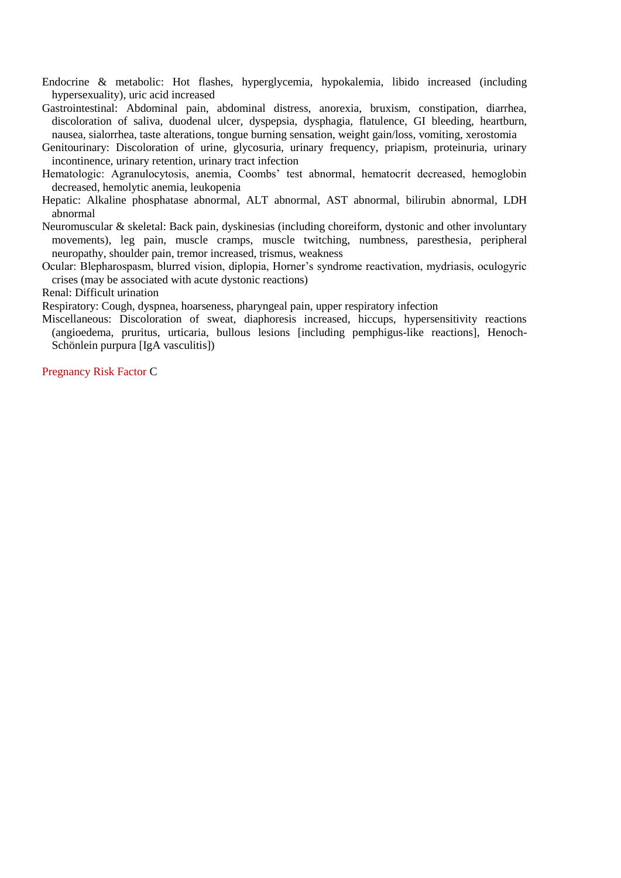Endocrine & metabolic: Hot flashes, hyperglycemia, hypokalemia, libido increased (including hypersexuality), uric acid increased

Gastrointestinal: Abdominal pain, abdominal distress, anorexia, bruxism, constipation, diarrhea, discoloration of saliva, duodenal ulcer, dyspepsia, dysphagia, flatulence, GI bleeding, heartburn, nausea, sialorrhea, taste alterations, tongue burning sensation, weight gain/loss, vomiting, xerostomia

Genitourinary: Discoloration of urine, glycosuria, urinary frequency, priapism, proteinuria, urinary incontinence, urinary retention, urinary tract infection

Hematologic: Agranulocytosis, anemia, Coombs' test abnormal, hematocrit decreased, hemoglobin decreased, hemolytic anemia, leukopenia

Hepatic: Alkaline phosphatase abnormal, ALT abnormal, AST abnormal, bilirubin abnormal, LDH abnormal

Neuromuscular & skeletal: Back pain, dyskinesias (including choreiform, dystonic and other involuntary movements), leg pain, muscle cramps, muscle twitching, numbness, paresthesia, peripheral neuropathy, shoulder pain, tremor increased, trismus, weakness

Ocular: Blepharospasm, blurred vision, diplopia, Horner's syndrome reactivation, mydriasis, oculogyric crises (may be associated with acute dystonic reactions)

Renal: Difficult urination

Respiratory: Cough, dyspnea, hoarseness, pharyngeal pain, upper respiratory infection

Miscellaneous: Discoloration of sweat, diaphoresis increased, hiccups, hypersensitivity reactions (angioedema, pruritus, urticaria, bullous lesions [including pemphigus-like reactions], Henoch-Schönlein purpura [IgA vasculitis])

Pregnancy Risk Factor C